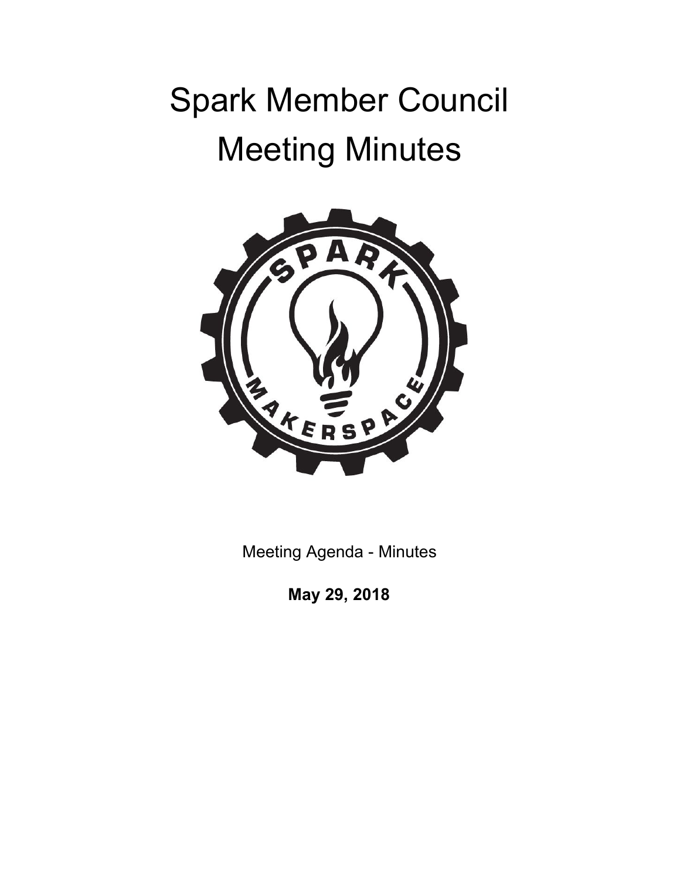# Spark Member Council
# Meeting Minutes

Meeting Agenda - Minutes

**May 29, 2018**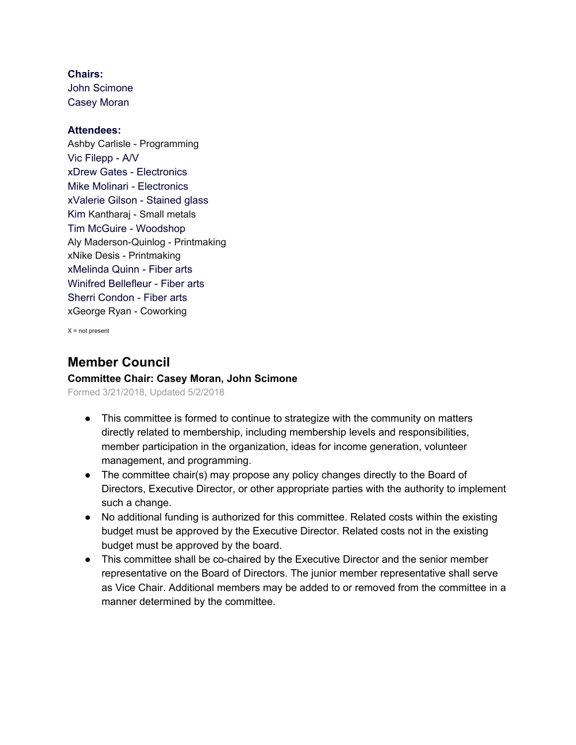**Chairs:**
John Scimone
Casey Moran

**Attendees:**
Ashby Carlisle - Programming
Vic Filepp - A/V
xDrew Gates - Electronics
Mike Molinari - Electronics
xValerie Gilson - Stained glass
Kim Kantharaj - Small metals
Tim McGuire - Woodshop
Aly Maderson-Quinlog - Printmaking
xNike Desis - Printmaking
xMelinda Quinn - Fiber arts
Winifred Bellefleur - Fiber arts
Sherri Condon - Fiber arts
xGeorge Ryan - Coworking

X = not present

## Member Council

**Committee Chair: Casey Moran, John Scimone**

Formed 3/21/2018, Updated 5/2/2018

- This committee is formed to continue to strategize with the community on matters directly related to membership, including membership levels and responsibilities, member participation in the organization, ideas for income generation, volunteer management, and programming.
- The committee chair(s) may propose any policy changes directly to the Board of Directors, Executive Director, or other appropriate parties with the authority to implement such a change.
- No additional funding is authorized for this committee. Related costs within the existing budget must be approved by the Executive Director. Related costs not in the existing budget must be approved by the board.
- This committee shall be co-chaired by the Executive Director and the senior member representative on the Board of Directors. The junior member representative shall serve as Vice Chair. Additional members may be added to or removed from the committee in a manner determined by the committee.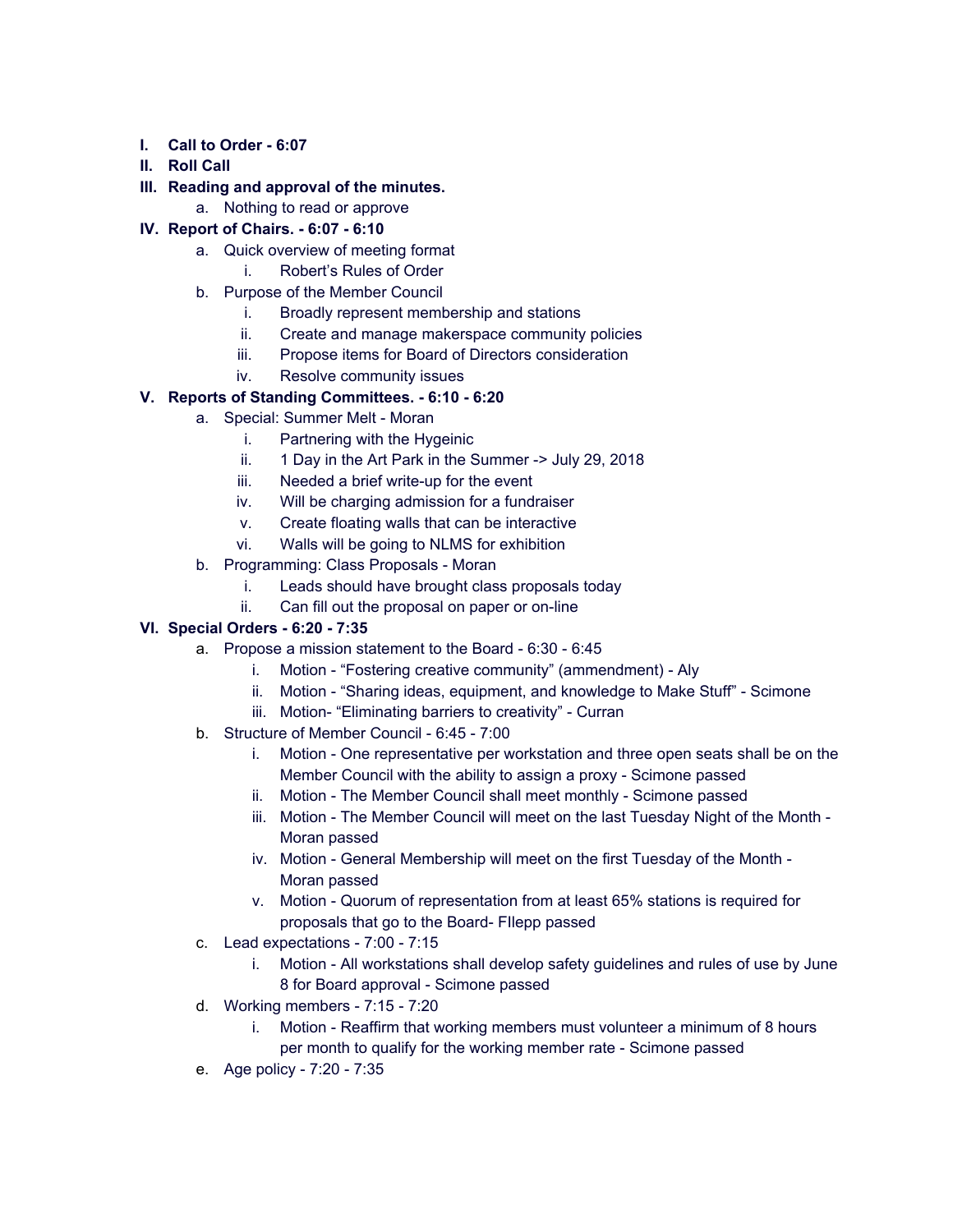I. **Call to Order - 6:07**
II. **Roll Call**
III. **Reading and approval of the minutes.**
    a. Nothing to read or approve
IV. **Report of Chairs. - 6:07 - 6:10**
    a. Quick overview of meeting format
        i. Robert's Rules of Order
    b. Purpose of the Member Council
        i. Broadly represent membership and stations
        ii. Create and manage makerspace community policies
        iii. Propose items for Board of Directors consideration
        iv. Resolve community issues
V. **Reports of Standing Committees. - 6:10 - 6:20**
    a. Special: Summer Melt - Moran
        i. Partnering with the Hygeinic
        ii. 1 Day in the Art Park in the Summer -> July 29, 2018
        iii. Needed a brief write-up for the event
        iv. Will be charging admission for a fundraiser
        v. Create floating walls that can be interactive
        vi. Walls will be going to NLMS for exhibition
    b. Programming: Class Proposals - Moran
        i. Leads should have brought class proposals today
        ii. Can fill out the proposal on paper or on-line
VI. **Special Orders - 6:20 - 7:35**
    a. Propose a mission statement to the Board - 6:30 - 6:45
        i. Motion - "Fostering creative community" (ammendment) - Aly
        ii. Motion - "Sharing ideas, equipment, and knowledge to Make Stuff" - Scimone
        iii. Motion- "Eliminating barriers to creativity" - Curran
    b. Structure of Member Council - 6:45 - 7:00
        i. Motion - One representative per workstation and three open seats shall be on the Member Council with the ability to assign a proxy - Scimone passed
        ii. Motion - The Member Council shall meet monthly - Scimone passed
        iii. Motion - The Member Council will meet on the last Tuesday Night of the Month - Moran passed
        iv. Motion - General Membership will meet on the first Tuesday of the Month - Moran passed
        v. Motion - Quorum of representation from at least 65% stations is required for proposals that go to the Board- FIlepp passed
    c. Lead expectations - 7:00 - 7:15
        i. Motion - All workstations shall develop safety guidelines and rules of use by June 8 for Board approval - Scimone passed
    d. Working members - 7:15 - 7:20
        i. Motion - Reaffirm that working members must volunteer a minimum of 8 hours per month to qualify for the working member rate - Scimone passed
    e. Age policy - 7:20 - 7:35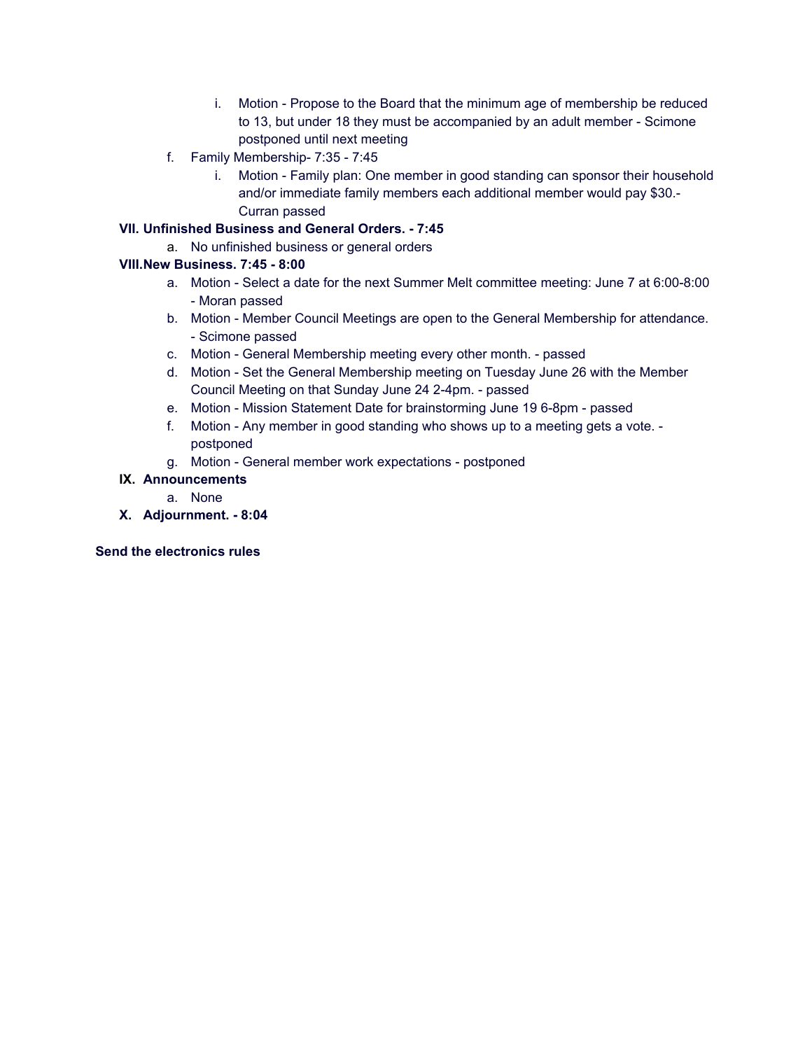i. Motion - Propose to the Board that the minimum age of membership be reduced to 13, but under 18 they must be accompanied by an adult member - Scimone postponed until next meeting

    f. Family Membership- 7:35 - 7:45
        i. Motion - Family plan: One member in good standing can sponsor their household and/or immediate family members each additional member would pay $30.- Curran passed

**VII. Unfinished Business and General Orders. - 7:45**

a. No unfinished business or general orders

**VIII. New Business. 7:45 - 8:00**

a. Motion - Select a date for the next Summer Melt committee meeting: June 7 at 6:00-8:00 - Moran passed
b. Motion - Member Council Meetings are open to the General Membership for attendance. - Scimone passed
c. Motion - General Membership meeting every other month. - passed
d. Motion - Set the General Membership meeting on Tuesday June 26 with the Member Council Meeting on that Sunday June 24 2-4pm. - passed
e. Motion - Mission Statement Date for brainstorming June 19 6-8pm - passed
f. Motion - Any member in good standing who shows up to a meeting gets a vote. - postponed
g. Motion - General member work expectations - postponed

**IX. Announcements**

a. None

**X. Adjournment. - 8:04**

**Send the electronics rules**